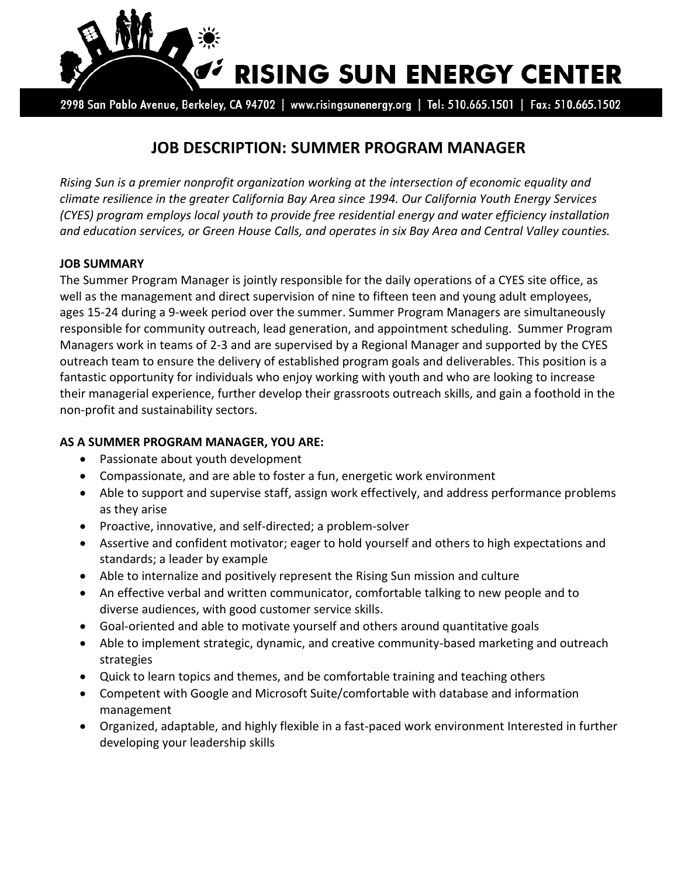# RISING SUN ENERGY CENTER

2998 San Pablo Avenue, Berkeley, CA 94702 | www.risingsunenergy.org | Tel: 510.665.1501 | Fax: 510.665.1502

## JOB DESCRIPTION: SUMMER PROGRAM MANAGER

*Rising Sun is a premier nonprofit organization working at the intersection of economic equality and climate resilience in the greater California Bay Area since 1994. Our California Youth Energy Services (CYES) program employs local youth to provide free residential energy and water efficiency installation and education services, or Green House Calls, and operates in six Bay Area and Central Valley counties.*

**JOB SUMMARY**

The Summer Program Manager is jointly responsible for the daily operations of a CYES site office, as well as the management and direct supervision of nine to fifteen teen and young adult employees, ages 15-24 during a 9-week period over the summer. Summer Program Managers are simultaneously responsible for community outreach, lead generation, and appointment scheduling. Summer Program Managers work in teams of 2-3 and are supervised by a Regional Manager and supported by the CYES outreach team to ensure the delivery of established program goals and deliverables. This position is a fantastic opportunity for individuals who enjoy working with youth and who are looking to increase their managerial experience, further develop their grassroots outreach skills, and gain a foothold in the non-profit and sustainability sectors.

**AS A SUMMER PROGRAM MANAGER, YOU ARE:**

- Passionate about youth development
- Compassionate, and are able to foster a fun, energetic work environment
- Able to support and supervise staff, assign work effectively, and address performance problems as they arise
- Proactive, innovative, and self-directed; a problem-solver
- Assertive and confident motivator; eager to hold yourself and others to high expectations and standards; a leader by example
- Able to internalize and positively represent the Rising Sun mission and culture
- An effective verbal and written communicator, comfortable talking to new people and to diverse audiences, with good customer service skills.
- Goal-oriented and able to motivate yourself and others around quantitative goals
- Able to implement strategic, dynamic, and creative community-based marketing and outreach strategies
- Quick to learn topics and themes, and be comfortable training and teaching others
- Competent with Google and Microsoft Suite/comfortable with database and information management
- Organized, adaptable, and highly flexible in a fast-paced work environment Interested in further developing your leadership skills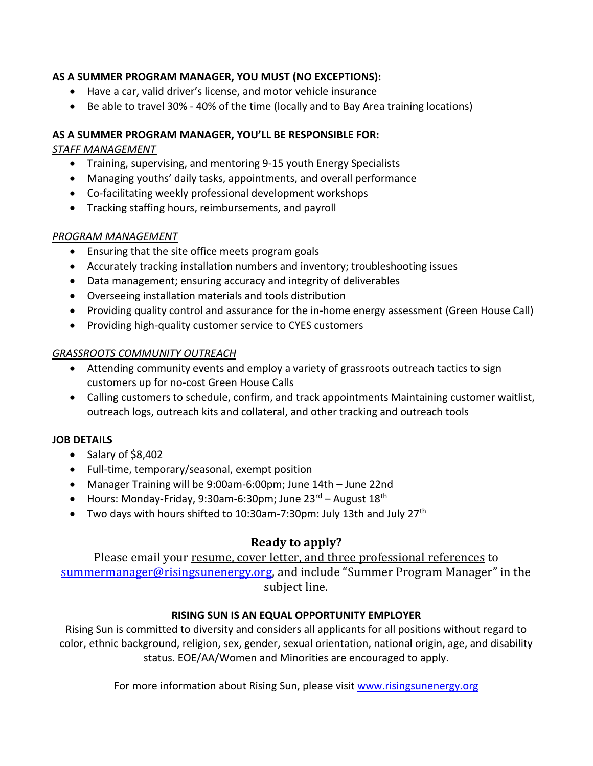**AS A SUMMER PROGRAM MANAGER, YOU MUST (NO EXCEPTIONS):**

- Have a car, valid driver's license, and motor vehicle insurance
- Be able to travel 30% - 40% of the time (locally and to Bay Area training locations)

**AS A SUMMER PROGRAM MANAGER, YOU'LL BE RESPONSIBLE FOR:**

*STAFF MANAGEMENT*

- Training, supervising, and mentoring 9-15 youth Energy Specialists
- Managing youths' daily tasks, appointments, and overall performance
- Co-facilitating weekly professional development workshops
- Tracking staffing hours, reimbursements, and payroll

*PROGRAM MANAGEMENT*

- Ensuring that the site office meets program goals
- Accurately tracking installation numbers and inventory; troubleshooting issues
- Data management; ensuring accuracy and integrity of deliverables
- Overseeing installation materials and tools distribution
- Providing quality control and assurance for the in-home energy assessment (Green House Call)
- Providing high-quality customer service to CYES customers

*GRASSROOTS COMMUNITY OUTREACH*

- Attending community events and employ a variety of grassroots outreach tactics to sign customers up for no-cost Green House Calls
- Calling customers to schedule, confirm, and track appointments Maintaining customer waitlist, outreach logs, outreach kits and collateral, and other tracking and outreach tools

**JOB DETAILS**

- Salary of $8,402
- Full-time, temporary/seasonal, exempt position
- Manager Training will be 9:00am-6:00pm; June 14th – June 22nd
- Hours: Monday-Friday, 9:30am-6:30pm; June 23rd – August 18th
- Two days with hours shifted to 10:30am-7:30pm: July 13th and July 27th

## Ready to apply?

Please email your resume, cover letter, and three professional references to summermanager@risingsunenergy.org, and include "Summer Program Manager" in the subject line.

**RISING SUN IS AN EQUAL OPPORTUNITY EMPLOYER**

Rising Sun is committed to diversity and considers all applicants for all positions without regard to color, ethnic background, religion, sex, gender, sexual orientation, national origin, age, and disability status. EOE/AA/Women and Minorities are encouraged to apply.

For more information about Rising Sun, please visit www.risingsunenergy.org